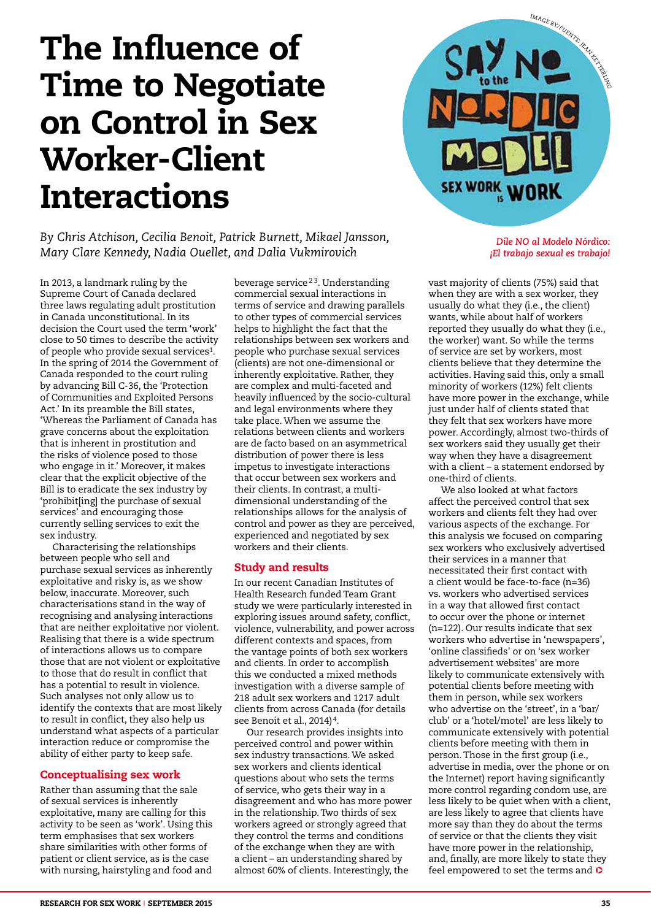# The Influence of Time to Negotiate on Control in Sex Worker-Client Interactions

*By Chris Atchison, Cecilia Benoit, Patrick Burnett, Mikael Jansson, Mary Clare Kennedy, Nadia Ouellet, and Dalia Vukmirovich*

*Dile NO al Modelo Nórdico: ¡El trabajo sexual es trabajo!*

In 2013, a landmark ruling by the Supreme Court of Canada declared three laws regulating adult prostitution in Canada unconstitutional. In its decision the Court used the term 'work' close to 50 times to describe the activity of people who provide sexual services[1]. In the spring of 2014 the Government of Canada responded to the court ruling by advancing Bill C-36, the 'Protection of Communities and Exploited Persons Act.' In its preamble the Bill states, 'Whereas the Parliament of Canada has grave concerns about the exploitation that is inherent in prostitution and the risks of violence posed to those who engage in it.' Moreover, it makes clear that the explicit objective of the Bill is to eradicate the sex industry by 'prohibit[ing] the purchase of sexual services' and encouraging those currently selling services to exit the sex industry.

Characterising the relationships between people who sell and purchase sexual services as inherently exploitative and risky is, as we show below, inaccurate. Moreover, such characterisations stand in the way of recognising and analysing interactions that are neither exploitative nor violent. Realising that there is a wide spectrum of interactions allows us to compare those that are not violent or exploitative to those that do result in conflict that has a potential to result in violence. Such analyses not only allow us to identify the contexts that are most likely to result in conflict, they also help us understand what aspects of a particular interaction reduce or compromise the ability of either party to keep safe.

## Conceptualising sex work

Rather than assuming that the sale of sexual services is inherently exploitative, many are calling for this activity to be seen as 'work'. Using this term emphasises that sex workers share similarities with other forms of patient or client service, as is the case with nursing, hairstyling and food and beverage service[2 3]. Understanding commercial sexual interactions in terms of service and drawing parallels to other types of commercial services helps to highlight the fact that the relationships between sex workers and people who purchase sexual services (clients) are not one-dimensional or inherently exploitative. Rather, they are complex and multi-faceted and heavily influenced by the socio-cultural and legal environments where they take place. When we assume the relations between clients and workers are de facto based on an asymmetrical distribution of power there is less impetus to investigate interactions that occur between sex workers and their clients. In contrast, a multi-dimensional understanding of the relationships allows for the analysis of control and power as they are perceived, experienced and negotiated by sex workers and their clients.

## Study and results

In our recent Canadian Institutes of Health Research funded Team Grant study we were particularly interested in exploring issues around safety, conflict, violence, vulnerability, and power across different contexts and spaces, from the vantage points of both sex workers and clients. In order to accomplish this we conducted a mixed methods investigation with a diverse sample of 218 adult sex workers and 1217 adult clients from across Canada (for details see Benoit et al., 2014)[4].

Our research provides insights into perceived control and power within sex industry transactions. We asked sex workers and clients identical questions about who sets the terms of service, who gets their way in a disagreement and who has more power in the relationship. Two thirds of sex workers agreed or strongly agreed that they control the terms and conditions of the exchange when they are with a client – an understanding shared by almost 60% of clients. Interestingly, the vast majority of clients (75%) said that when they are with a sex worker, they usually do what they (i.e., the client) wants, while about half of workers reported they usually do what they (i.e., the worker) want. So while the terms of service are set by workers, most clients believe that they determine the activities. Having said this, only a small minority of workers (12%) felt clients have more power in the exchange, while just under half of clients stated that they felt that sex workers have more power. Accordingly, almost two-thirds of sex workers said they usually get their way when they have a disagreement with a client – a statement endorsed by one-third of clients.

We also looked at what factors affect the perceived control that sex workers and clients felt they had over various aspects of the exchange. For this analysis we focused on comparing sex workers who exclusively advertised their services in a manner that necessitated their first contact with a client would be face-to-face (n=36) vs. workers who advertised services in a way that allowed first contact to occur over the phone or internet (n=122). Our results indicate that sex workers who advertise in 'newspapers', 'online classifieds' or on 'sex worker advertisement websites' are more likely to communicate extensively with potential clients before meeting with them in person, while sex workers who advertise on the 'street', in a 'bar/club' or a 'hotel/motel' are less likely to communicate extensively with potential clients before meeting with them in person. Those in the first group (i.e., advertise in media, over the phone or on the Internet) report having significantly more control regarding condom use, are less likely to be quiet when with a client, are less likely to agree that clients have more say than they do about the terms of service or that the clients they visit have more power in the relationship, and, finally, are more likely to state they feel empowered to set the terms and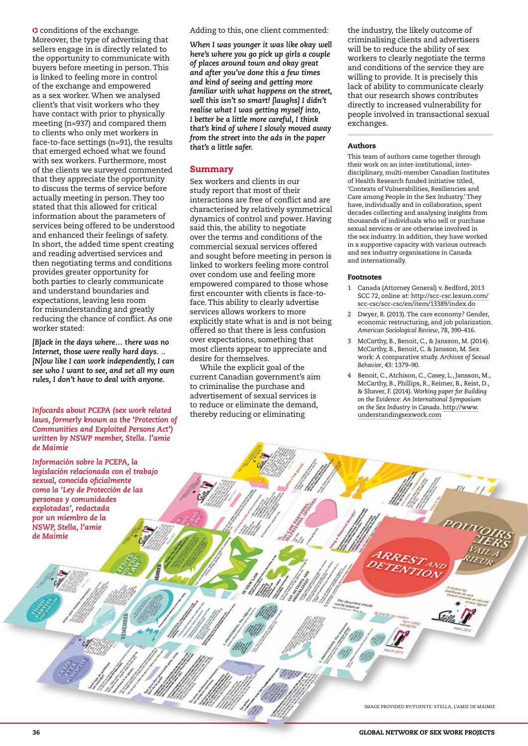conditions of the exchange. Moreover, the type of advertising that sellers engage in is directly related to the opportunity to communicate with buyers before meeting in person. This is linked to feeling more in control of the exchange and empowered as a sex worker. When we analysed client's that visit workers who they have contact with prior to physically meeting (n=937) and compared them to clients who only met workers in face-to-face settings (n=91), the results that emerged echoed what we found with sex workers. Furthermore, most of the clients we surveyed commented that they appreciate the opportunity to discuss the terms of service before actually meeting in person. They too stated that this allowed for critical information about the parameters of services being offered to be understood and enhanced their feelings of safety. In short, the added time spent creating and reading advertised services and then negotiating terms and conditions provides greater opportunity for both parties to clearly communicate and understand boundaries and expectations, leaving less room for misunderstanding and greatly reducing the chance of conflict. As one worker stated:

*[B]ack in the days where… there was no Internet, those were really hard days. .. [N]ow like I can work independently, I can see who I want to see, and set all my own rules, I don't have to deal with anyone.*

*Infocards about PCEPA (sex work related laws, formerly known as the 'Protection of Communities and Exploited Persons Act') written by NSWP member, Stella. l'amie de Maimie*

*Información sobre la PCEPA, la legislación relacionada con el trabajo sexual, conocida oficialmente como la 'Ley de Protección de las personas y comunidades explotadas', redactada por un miembro de la NSWP, Stella, l'amie de Maimie*

Adding to this, one client commented:

*When I was younger it was like okay well here's where you go pick up girls a couple of places around town and okay great and after you've done this a few times and kind of seeing and getting more familiar with what happens on the street, well this isn't so smart! [laughs] I didn't realise what I was getting myself into, I better be a little more careful, I think that's kind of where I slowly moved away from the street into the ads in the paper that's a little safer.*

## Summary

Sex workers and clients in our study report that most of their interactions are free of conflict and are characterised by relatively symmetrical dynamics of control and power. Having said this, the ability to negotiate over the terms and conditions of the commercial sexual services offered and sought before meeting in person is linked to workers feeling more control over condom use and feeling more empowered compared to those whose first encounter with clients is face-to-face. This ability to clearly advertise services allows workers to more explicitly state what is and is not being offered so that there is less confusion over expectations, something that most clients appear to appreciate and desire for themselves.

While the explicit goal of the current Canadian government's aim to criminalise the purchase and advertisement of sexual services is to reduce or eliminate the demand, thereby reducing or eliminating the industry, the likely outcome of criminalising clients and advertisers will be to reduce the ability of sex workers to clearly negotiate the terms and conditions of the service they are willing to provide. It is precisely this lack of ability to communicate clearly that our research shows contributes directly to increased vulnerability for people involved in transactional sexual exchanges.

### Authors

This team of authors came together through their work on an inter-institutional, inter-disciplinary, multi-member Canadian Institutes of Health Research funded initiative titled, 'Contexts of Vulnerabilities, Resiliencies and Care among People in the Sex Industry.' They have, individually and in collaboration, spent decades collecting and analysing insights from thousands of individuals who sell or purchase sexual services or are otherwise involved in the sex industry. In addition, they have worked in a supportive capacity with various outreach and sex industry organisations in Canada and internationally.

### Footnotes

1. Canada (Attorney General) v. Bedford, 2013 SCC 72, online at: http://scc-csc.lexum.com/scc-csc/scc-csc/en/item/13389/index.do
2. Dwyer, R. (2013). The care economy? Gender, economic restructuring, and job polarization. *American Sociological Review*, 78, 390–416.
3. McCarthy, B., Benoit, C., & Jansson, M. (2014). McCarthy, B., Benoit, C. & Jansson, M. Sex work: A comparative study. *Archives of Sexual Behavior*, 43: 1379–90.
4. Benoit, C., Atchison, C., Casey, L., Jansson, M., McCarthy, B., Phillips, R., Reimer, B., Reist, D., & Shaver, F. (2014). *Working paper for Building on the Evidence: An International Symposium on the Sex Industry in Canada.* http://www.understandingsexwork.com

IMAGE PROVIDED BY/FUENTE: STELLA, L'AMIE DE MAIMIE